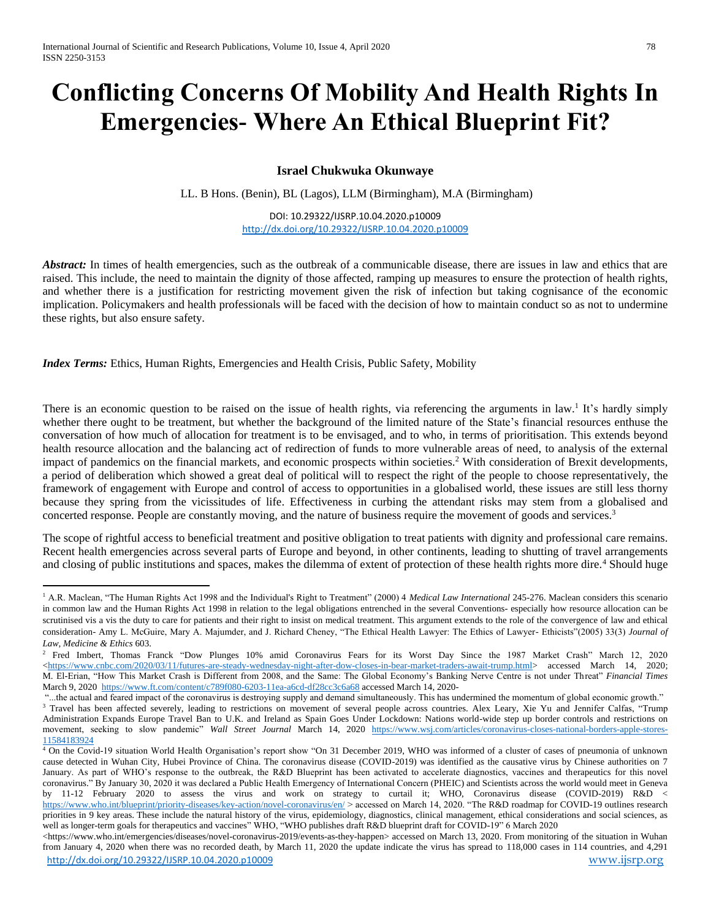# Conflicting Concerns Of Mobility And Health Rights In Emergencies- Where An Ethical Blueprint Fit?

**Israel Chukwuka Okunwaye**

LL. B Hons. (Benin), BL (Lagos), LLM (Birmingham), M.A (Birmingham)

DOI: 10.29322/IJSRP.10.04.2020.p10009
http://dx.doi.org/10.29322/IJSRP.10.04.2020.p10009

***Abstract:*** In times of health emergencies, such as the outbreak of a communicable disease, there are issues in law and ethics that are raised. This include, the need to maintain the dignity of those affected, ramping up measures to ensure the protection of health rights, and whether there is a justification for restricting movement given the risk of infection but taking cognisance of the economic implication. Policymakers and health professionals will be faced with the decision of how to maintain conduct so as not to undermine these rights, but also ensure safety.

***Index Terms:*** Ethics, Human Rights, Emergencies and Health Crisis, Public Safety, Mobility

There is an economic question to be raised on the issue of health rights, via referencing the arguments in law.[1] It's hardly simply whether there ought to be treatment, but whether the background of the limited nature of the State's financial resources enthuse the conversation of how much of allocation for treatment is to be envisaged, and to who, in terms of prioritisation. This extends beyond health resource allocation and the balancing act of redirection of funds to more vulnerable areas of need, to analysis of the external impact of pandemics on the financial markets, and economic prospects within societies.[2] With consideration of Brexit developments, a period of deliberation which showed a great deal of political will to respect the right of the people to choose representatively, the framework of engagement with Europe and control of access to opportunities in a globalised world, these issues are still less thorny because they spring from the vicissitudes of life. Effectiveness in curbing the attendant risks may stem from a globalised and concerted response. People are constantly moving, and the nature of business require the movement of goods and services.[3]

The scope of rightful access to beneficial treatment and positive obligation to treat patients with dignity and professional care remains. Recent health emergencies across several parts of Europe and beyond, in other continents, leading to shutting of travel arrangements and closing of public institutions and spaces, makes the dilemma of extent of protection of these health rights more dire.[4] Should huge

---

[1] A.R. Maclean, "The Human Rights Act 1998 and the Individual's Right to Treatment" (2000) 4 *Medical Law International* 245-276. Maclean considers this scenario in common law and the Human Rights Act 1998 in relation to the legal obligations entrenched in the several Conventions- especially how resource allocation can be scrutinised vis a vis the duty to care for patients and their right to insist on medical treatment. This argument extends to the role of the convergence of law and ethical consideration- Amy L. McGuire, Mary A. Majumder, and J. Richard Cheney, "The Ethical Health Lawyer: The Ethics of Lawyer- Ethicists"(2005) 33(3) *Journal of Law, Medicine & Ethics* 603.

[2] Fred Imbert, Thomas Franck "Dow Plunges 10% amid Coronavirus Fears for its Worst Day Since the 1987 Market Crash" March 12, 2020 <https://www.cnbc.com/2020/03/11/futures-are-steady-wednesday-night-after-dow-closes-in-bear-market-traders-await-trump.html> accessed March 14, 2020; M. El-Erian, "How This Market Crash is Different from 2008, and the Same: The Global Economy's Banking Nerve Centre is not under Threat" *Financial Times* March 9, 2020 https://www.ft.com/content/c789f080-6203-11ea-a6cd-df28cc3c6a68 accessed March 14, 2020-
"...the actual and feared impact of the coronavirus is destroying supply and demand simultaneously. This has undermined the momentum of global economic growth."

[3] Travel has been affected severely, leading to restrictions on movement of several people across countries. Alex Leary, Xie Yu and Jennifer Calfas, "Trump Administration Expands Europe Travel Ban to U.K. and Ireland as Spain Goes Under Lockdown: Nations world-wide step up border controls and restrictions on movement, seeking to slow pandemic" *Wall Street Journal* March 14, 2020 https://www.wsj.com/articles/coronavirus-closes-national-borders-apple-stores-11584183924

[4] On the Covid-19 situation World Health Organisation's report show "On 31 December 2019, WHO was informed of a cluster of cases of pneumonia of unknown cause detected in Wuhan City, Hubei Province of China. The coronavirus disease (COVID-2019) was identified as the causative virus by Chinese authorities on 7 January. As part of WHO's response to the outbreak, the R&D Blueprint has been activated to accelerate diagnostics, vaccines and therapeutics for this novel coronavirus." By January 30, 2020 it was declared a Public Health Emergency of International Concern (PHEIC) and Scientists across the world would meet in Geneva by 11-12 February 2020 to assess the virus and work on strategy to curtail it; WHO, Coronavirus disease (COVID-2019) R&D < https://www.who.int/blueprint/priority-diseases/key-action/novel-coronavirus/en/ > accessed on March 14, 2020. "The R&D roadmap for COVID-19 outlines research priorities in 9 key areas. These include the natural history of the virus, epidemiology, diagnostics, clinical management, ethical considerations and social sciences, as well as longer-term goals for therapeutics and vaccines" WHO, "WHO publishes draft R&D blueprint draft for COVID-19" 6 March 2020 <https://www.who.int/emergencies/diseases/novel-coronavirus-2019/events-as-they-happen> accessed on March 13, 2020. From monitoring of the situation in Wuhan from January 4, 2020 when there was no recorded death, by March 11, 2020 the update indicate the virus has spread to 118,000 cases in 114 countries, and 4,291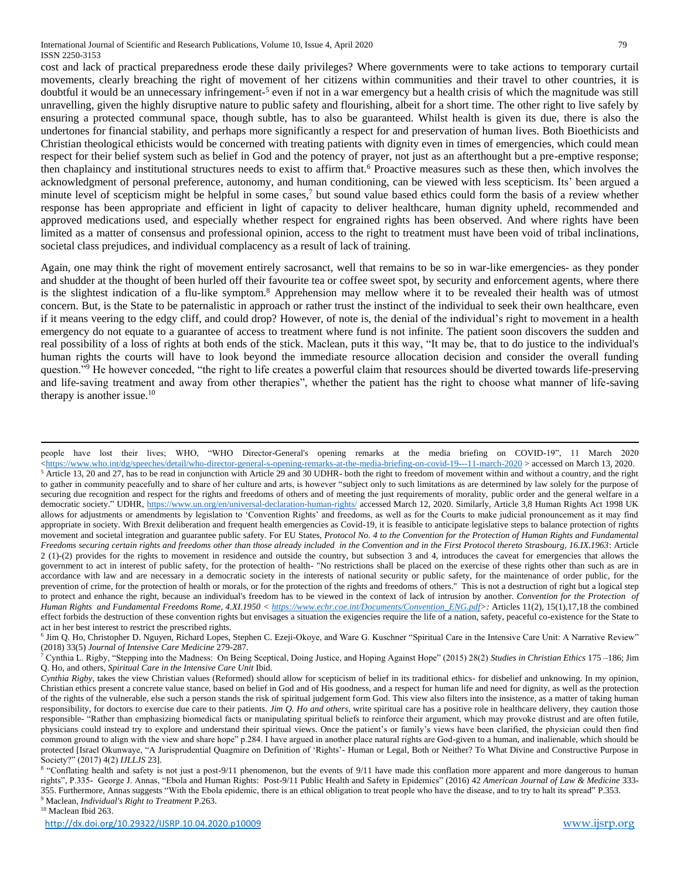cost and lack of practical preparedness erode these daily privileges? Where governments were to take actions to temporary curtail movements, clearly breaching the right of movement of her citizens within communities and their travel to other countries, it is doubtful it would be an unnecessary infringement-[5] even if not in a war emergency but a health crisis of which the magnitude was still unravelling, given the highly disruptive nature to public safety and flourishing, albeit for a short time. The other right to live safely by ensuring a protected communal space, though subtle, has to also be guaranteed. Whilst health is given its due, there is also the undertones for financial stability, and perhaps more significantly a respect for and preservation of human lives. Both Bioethicists and Christian theological ethicists would be concerned with treating patients with dignity even in times of emergencies, which could mean respect for their belief system such as belief in God and the potency of prayer, not just as an afterthought but a pre-emptive response; then chaplaincy and institutional structures needs to exist to affirm that.[6] Proactive measures such as these then, which involves the acknowledgment of personal preference, autonomy, and human conditioning, can be viewed with less scepticism. Its' been argued a minute level of scepticism might be helpful in some cases,[7] but sound value based ethics could form the basis of a review whether response has been appropriate and efficient in light of capacity to deliver healthcare, human dignity upheld, recommended and approved medications used, and especially whether respect for engrained rights has been observed. And where rights have been limited as a matter of consensus and professional opinion, access to the right to treatment must have been void of tribal inclinations, societal class prejudices, and individual complacency as a result of lack of training.

Again, one may think the right of movement entirely sacrosanct, well that remains to be so in war-like emergencies- as they ponder and shudder at the thought of been hurled off their favourite tea or coffee sweet spot, by security and enforcement agents, where there is the slightest indication of a flu-like symptom.[8] Apprehension may mellow where it to be revealed their health was of utmost concern. But, is the State to be paternalistic in approach or rather trust the instinct of the individual to seek their own healthcare, even if it means veering to the edgy cliff, and could drop? However, of note is, the denial of the individual's right to movement in a health emergency do not equate to a guarantee of access to treatment where fund is not infinite. The patient soon discovers the sudden and real possibility of a loss of rights at both ends of the stick. Maclean, puts it this way, "It may be, that to do justice to the individual's human rights the courts will have to look beyond the immediate resource allocation decision and consider the overall funding question."[9] He however conceded, "the right to life creates a powerful claim that resources should be diverted towards life-preserving and life-saving treatment and away from other therapies", whether the patient has the right to choose what manner of life-saving therapy is another issue.[10]

---

people have lost their lives; WHO, "WHO Director-General's opening remarks at the media briefing on COVID-19", 11 March 2020 <https://www.who.int/dg/speeches/detail/who-director-general-s-opening-remarks-at-the-media-briefing-on-covid-19---11-march-2020 > accessed on March 13, 2020.

[5] Article 13, 20 and 27, has to be read in conjunction with Article 29 and 30 UDHR- both the right to freedom of movement within and without a country, and the right to gather in community peacefully and to share of her culture and arts, is however "subject only to such limitations as are determined by law solely for the purpose of securing due recognition and respect for the rights and freedoms of others and of meeting the just requirements of morality, public order and the general welfare in a democratic society." UDHR, https://www.un.org/en/universal-declaration-human-rights/ accessed March 12, 2020. Similarly, Article 3,8 Human Rights Act 1998 UK allows for adjustments or amendments by legislation to 'Convention Rights' and freedoms, as well as for the Courts to make judicial pronouncement as it may find appropriate in society. With Brexit deliberation and frequent health emergencies as Covid-19, it is feasible to anticipate legislative steps to balance protection of rights movement and societal integration and guarantee public safety. For EU States, *Protocol No. 4 to the Convention for the Protection of Human Rights and Fundamental Freedoms securing certain rights and freedoms other than those already included in the Convention and in the First Protocol thereto Strasbourg, 16.IX.1963*: Article 2 (1)-(2) provides for the rights to movement in residence and outside the country, but subsection 3 and 4, introduces the caveat for emergencies that allows the government to act in interest of public safety, for the protection of health- "No restrictions shall be placed on the exercise of these rights other than such as are in accordance with law and are necessary in a democratic society in the interests of national security or public safety, for the maintenance of order public, for the prevention of crime, for the protection of health or morals, or for the protection of the rights and freedoms of others." This is not a destruction of right but a logical step to protect and enhance the right, because an individual's freedom has to be viewed in the context of lack of intrusion by another. *Convention for the Protection of Human Rights and Fundamental Freedoms Rome, 4.XI.1950* < *https://www.echr.coe.int/Documents/Convention_ENG.pdf*>*:* Articles 11(2), 15(1),17,18 the combined effect forbids the destruction of these convention rights but envisages a situation the exigencies require the life of a nation, safety, peaceful co-existence for the State to act in her best interest to restrict the prescribed rights.

[6] Jim Q. Ho, Christopher D. Nguyen, Richard Lopes, Stephen C. Ezeji-Okoye, and Ware G. Kuschner "Spiritual Care in the Intensive Care Unit: A Narrative Review" (2018) 33(5) *Journal of Intensive Care Medicine* 279-287.

[7] Cynthia L. Rigby, "Stepping into the Madness: On Being Sceptical, Doing Justice, and Hoping Against Hope" (2015) 28(2) *Studies in Christian Ethics* 175 –186; Jim Q. Ho, and others, *Spiritual Care in the Intensive Care Unit* Ibid.

*Cynthia Rigby*, takes the view Christian values (Reformed) should allow for scepticism of belief in its traditional ethics- for disbelief and unknowing. In my opinion, Christian ethics present a concrete value stance, based on belief in God and of His goodness, and a respect for human life and need for dignity, as well as the protection of the rights of the vulnerable, else such a person stands the risk of spiritual judgement form God. This view also filters into the insistence, as a matter of taking human responsibility, for doctors to exercise due care to their patients. *Jim Q. Ho and others*, write spiritual care has a positive role in healthcare delivery, they caution those responsible- "Rather than emphasizing biomedical facts or manipulating spiritual beliefs to reinforce their argument, which may provoke distrust and are often futile, physicians could instead try to explore and understand their spiritual views. Once the patient's or family's views have been clarified, the physician could then find common ground to align with the view and share hope" p.284. I have argued in another place natural rights are God-given to a human, and inalienable, which should be protected [Israel Okunwaye, "A Jurisprudential Quagmire on Definition of 'Rights'- Human or Legal, Both or Neither? To What Divine and Constructive Purpose in Society?" (2017) 4(2) *IJLLJS* 23].

[8] "Conflating health and safety is not just a post-9/11 phenomenon, but the events of 9/11 have made this conflation more apparent and more dangerous to human rights", P.335- George J. Annas, "Ebola and Human Rights: Post-9/11 Public Health and Safety in Epidemics" (2016) 42 *American Journal of Law & Medicine* 333-355. Furthermore, Annas suggests "With the Ebola epidemic, there is an ethical obligation to treat people who have the disease, and to try to halt its spread" P.353.

[9] Maclean, *Individual's Right to Treatment* P.263.

[10] Maclean Ibid 263.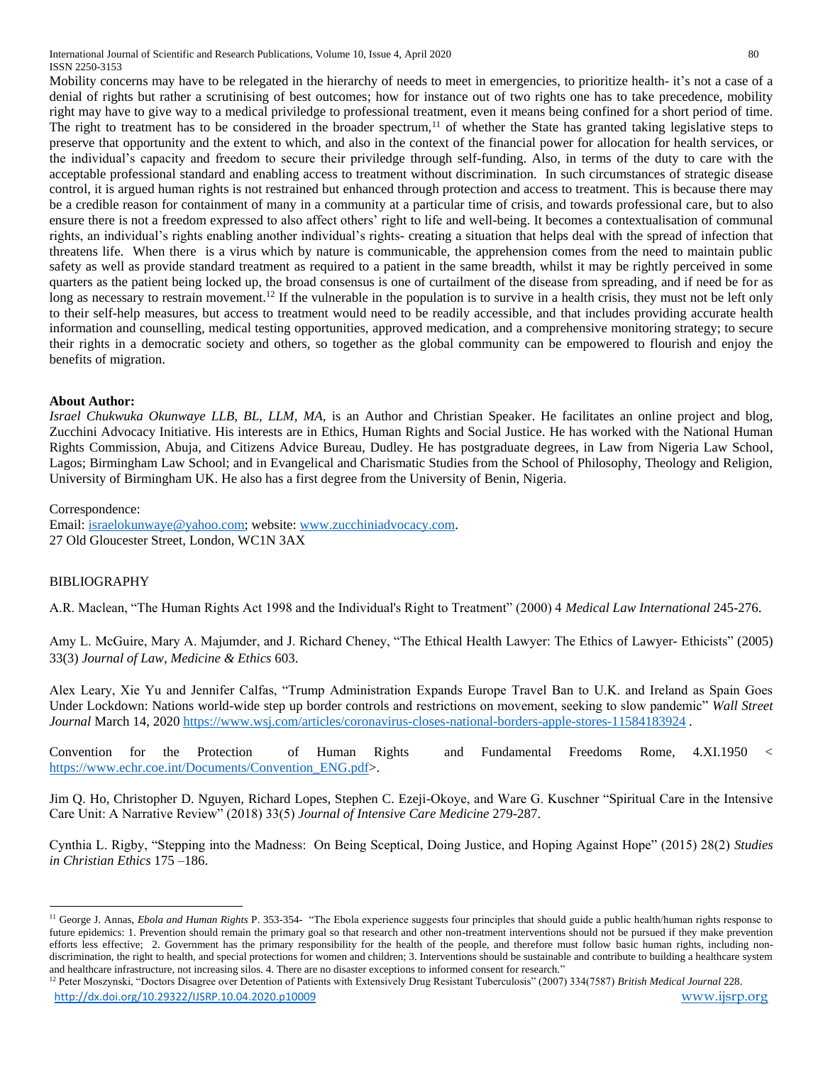Mobility concerns may have to be relegated in the hierarchy of needs to meet in emergencies, to prioritize health- it's not a case of a denial of rights but rather a scrutinising of best outcomes; how for instance out of two rights one has to take precedence, mobility right may have to give way to a medical priviledge to professional treatment, even it means being confined for a short period of time. The right to treatment has to be considered in the broader spectrum,[11] of whether the State has granted taking legislative steps to preserve that opportunity and the extent to which, and also in the context of the financial power for allocation for health services, or the individual's capacity and freedom to secure their priviledge through self-funding. Also, in terms of the duty to care with the acceptable professional standard and enabling access to treatment without discrimination. In such circumstances of strategic disease control, it is argued human rights is not restrained but enhanced through protection and access to treatment. This is because there may be a credible reason for containment of many in a community at a particular time of crisis, and towards professional care, but to also ensure there is not a freedom expressed to also affect others' right to life and well-being. It becomes a contextualisation of communal rights, an individual's rights enabling another individual's rights- creating a situation that helps deal with the spread of infection that threatens life. When there is a virus which by nature is communicable, the apprehension comes from the need to maintain public safety as well as provide standard treatment as required to a patient in the same breadth, whilst it may be rightly perceived in some quarters as the patient being locked up, the broad consensus is one of curtailment of the disease from spreading, and if need be for as long as necessary to restrain movement.[12] If the vulnerable in the population is to survive in a health crisis, they must not be left only to their self-help measures, but access to treatment would need to be readily accessible, and that includes providing accurate health information and counselling, medical testing opportunities, approved medication, and a comprehensive monitoring strategy; to secure their rights in a democratic society and others, so together as the global community can be empowered to flourish and enjoy the benefits of migration.

**About Author:**

*Israel Chukwuka Okunwaye LLB, BL, LLM, MA,* is an Author and Christian Speaker. He facilitates an online project and blog, Zucchini Advocacy Initiative. His interests are in Ethics, Human Rights and Social Justice. He has worked with the National Human Rights Commission, Abuja, and Citizens Advice Bureau, Dudley. He has postgraduate degrees, in Law from Nigeria Law School, Lagos; Birmingham Law School; and in Evangelical and Charismatic Studies from the School of Philosophy, Theology and Religion, University of Birmingham UK. He also has a first degree from the University of Benin, Nigeria.

Correspondence:
Email: israelokunwaye@yahoo.com; website: www.zucchiniadvocacy.com.
27 Old Gloucester Street, London, WC1N 3AX

BIBLIOGRAPHY

A.R. Maclean, "The Human Rights Act 1998 and the Individual's Right to Treatment" (2000) 4 *Medical Law International* 245-276.

Amy L. McGuire, Mary A. Majumder, and J. Richard Cheney, "The Ethical Health Lawyer: The Ethics of Lawyer- Ethicists" (2005) 33(3) *Journal of Law, Medicine & Ethics* 603.

Alex Leary, Xie Yu and Jennifer Calfas, "Trump Administration Expands Europe Travel Ban to U.K. and Ireland as Spain Goes Under Lockdown: Nations world-wide step up border controls and restrictions on movement, seeking to slow pandemic" *Wall Street Journal* March 14, 2020 https://www.wsj.com/articles/coronavirus-closes-national-borders-apple-stores-11584183924 .

Convention for the Protection of Human Rights and Fundamental Freedoms Rome, 4.XI.1950 < https://www.echr.coe.int/Documents/Convention_ENG.pdf>.

Jim Q. Ho, Christopher D. Nguyen, Richard Lopes, Stephen C. Ezeji-Okoye, and Ware G. Kuschner "Spiritual Care in the Intensive Care Unit: A Narrative Review" (2018) 33(5) *Journal of Intensive Care Medicine* 279-287.

Cynthia L. Rigby, "Stepping into the Madness: On Being Sceptical, Doing Justice, and Hoping Against Hope" (2015) 28(2) *Studies in Christian Ethics* 175 –186.

---

[11] George J. Annas, *Ebola and Human Rights* P. 353-354- "The Ebola experience suggests four principles that should guide a public health/human rights response to future epidemics: 1. Prevention should remain the primary goal so that research and other non-treatment interventions should not be pursued if they make prevention efforts less effective; 2. Government has the primary responsibility for the health of the people, and therefore must follow basic human rights, including non-discrimination, the right to health, and special protections for women and children; 3. Interventions should be sustainable and contribute to building a healthcare system and healthcare infrastructure, not increasing silos. 4. There are no disaster exceptions to informed consent for research."

[12] Peter Moszynski, "Doctors Disagree over Detention of Patients with Extensively Drug Resistant Tuberculosis" (2007) 334(7587) *British Medical Journal* 228.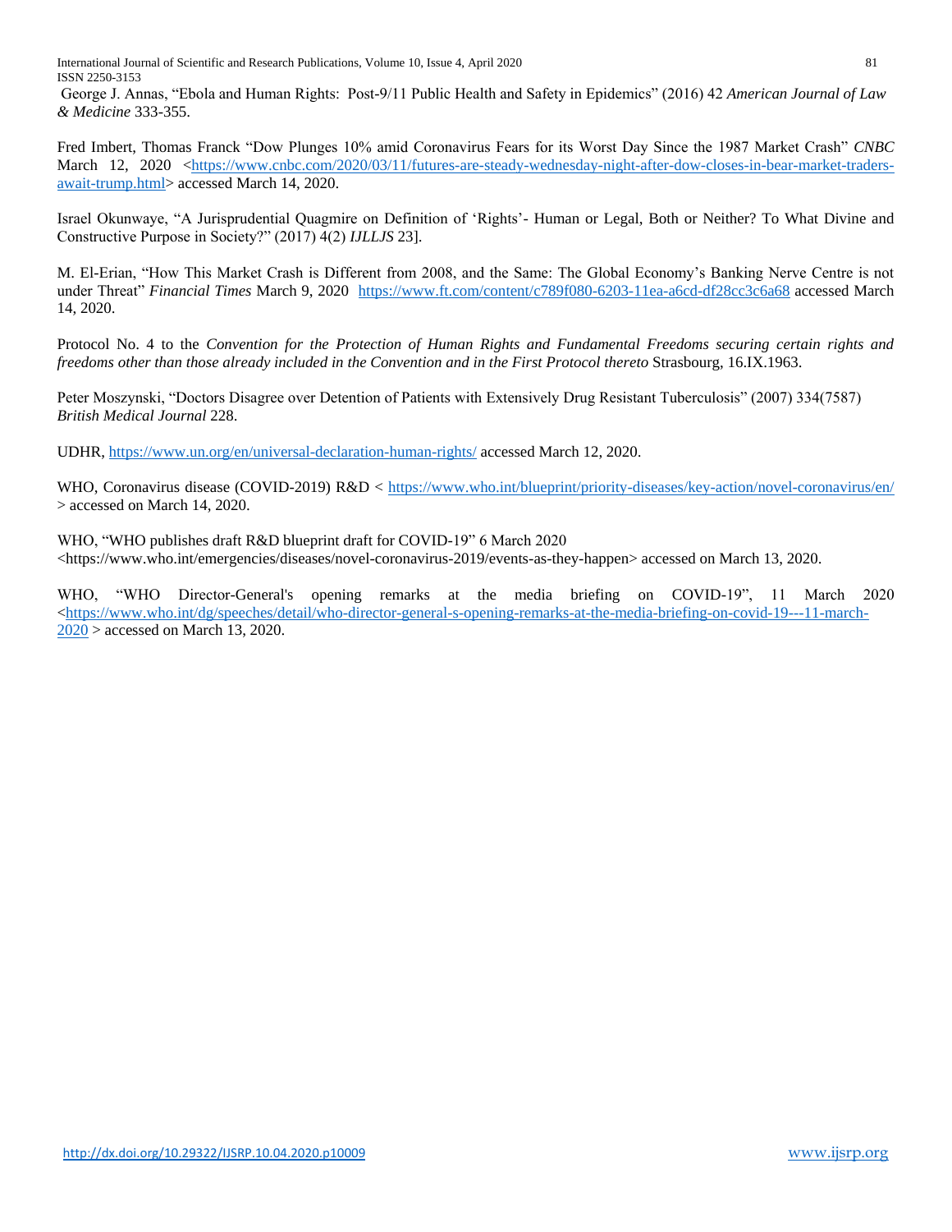George J. Annas, "Ebola and Human Rights: Post-9/11 Public Health and Safety in Epidemics" (2016) 42 *American Journal of Law & Medicine* 333-355.

Fred Imbert, Thomas Franck "Dow Plunges 10% amid Coronavirus Fears for its Worst Day Since the 1987 Market Crash" *CNBC* March 12, 2020 <https://www.cnbc.com/2020/03/11/futures-are-steady-wednesday-night-after-dow-closes-in-bear-market-traders-await-trump.html> accessed March 14, 2020.

Israel Okunwaye, "A Jurisprudential Quagmire on Definition of 'Rights'- Human or Legal, Both or Neither? To What Divine and Constructive Purpose in Society?" (2017) 4(2) *IJLLJS* 23].

M. El-Erian, "How This Market Crash is Different from 2008, and the Same: The Global Economy's Banking Nerve Centre is not under Threat" *Financial Times* March 9, 2020 https://www.ft.com/content/c789f080-6203-11ea-a6cd-df28cc3c6a68 accessed March 14, 2020.

Protocol No. 4 to the *Convention for the Protection of Human Rights and Fundamental Freedoms securing certain rights and freedoms other than those already included in the Convention and in the First Protocol thereto* Strasbourg, 16.IX.1963.

Peter Moszynski, "Doctors Disagree over Detention of Patients with Extensively Drug Resistant Tuberculosis" (2007) 334(7587) *British Medical Journal* 228.

UDHR, https://www.un.org/en/universal-declaration-human-rights/ accessed March 12, 2020.

WHO, Coronavirus disease (COVID-2019) R&D < https://www.who.int/blueprint/priority-diseases/key-action/novel-coronavirus/en/ > accessed on March 14, 2020.

WHO, "WHO publishes draft R&D blueprint draft for COVID-19" 6 March 2020 <https://www.who.int/emergencies/diseases/novel-coronavirus-2019/events-as-they-happen> accessed on March 13, 2020.

WHO, "WHO Director-General's opening remarks at the media briefing on COVID-19", 11 March 2020 <https://www.who.int/dg/speeches/detail/who-director-general-s-opening-remarks-at-the-media-briefing-on-covid-19---11-march-2020 > accessed on March 13, 2020.